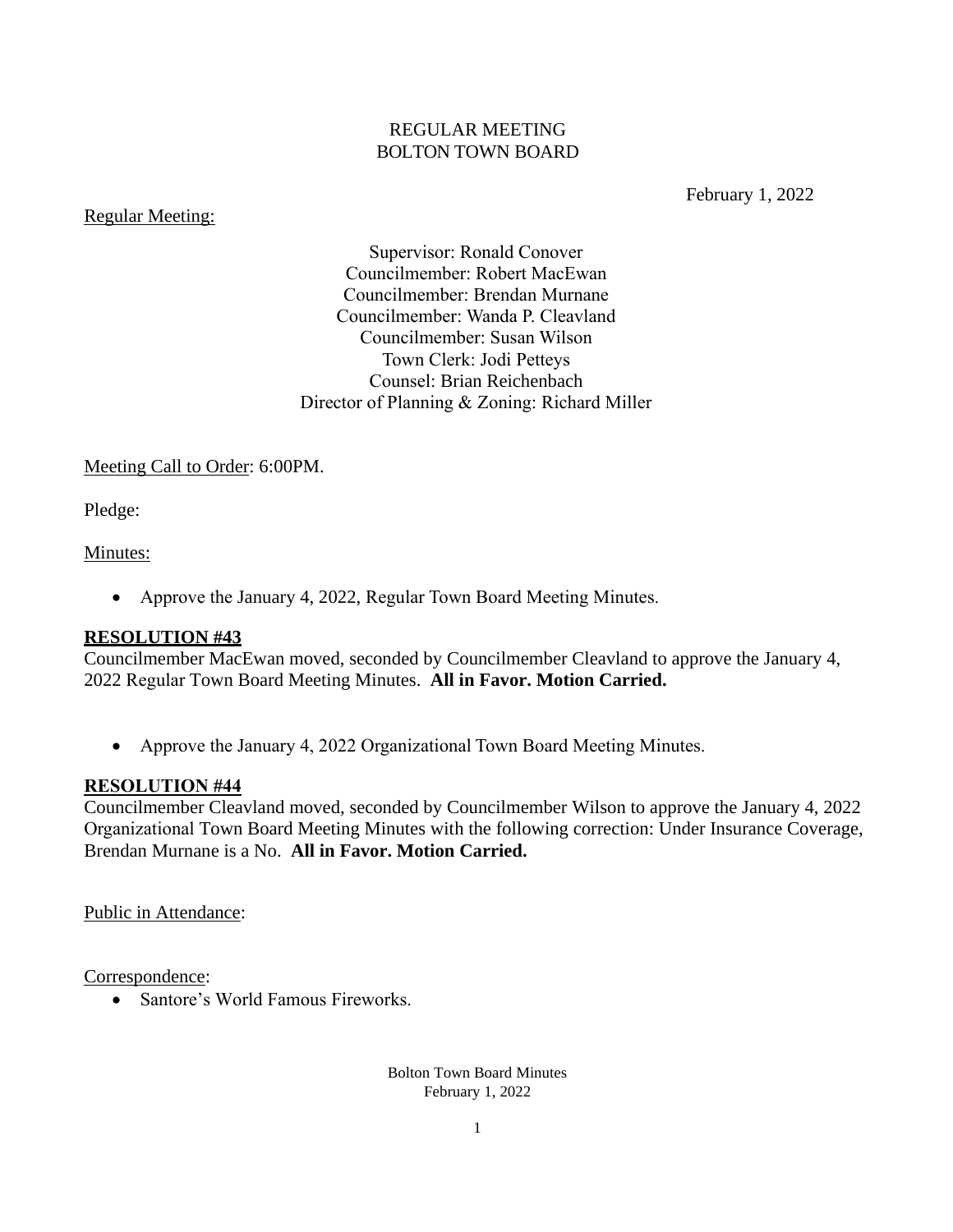REGULAR MEETING
BOLTON TOWN BOARD

February 1, 2022

Regular Meeting:

Supervisor: Ronald Conover
Councilmember: Robert MacEwan
Councilmember: Brendan Murnane
Councilmember: Wanda P. Cleavland
Councilmember: Susan Wilson
Town Clerk: Jodi Petteys
Counsel: Brian Reichenbach
Director of Planning & Zoning: Richard Miller

Meeting Call to Order: 6:00PM.

Pledge:

Minutes:

- Approve the January 4, 2022, Regular Town Board Meeting Minutes.

**RESOLUTION #43**
Councilmember MacEwan moved, seconded by Councilmember Cleavland to approve the January 4, 2022 Regular Town Board Meeting Minutes. **All in Favor. Motion Carried.**

- Approve the January 4, 2022 Organizational Town Board Meeting Minutes.

**RESOLUTION #44**
Councilmember Cleavland moved, seconded by Councilmember Wilson to approve the January 4, 2022 Organizational Town Board Meeting Minutes with the following correction: Under Insurance Coverage, Brendan Murnane is a No. **All in Favor. Motion Carried.**

Public in Attendance:

Correspondence:

- Santore's World Famous Fireworks.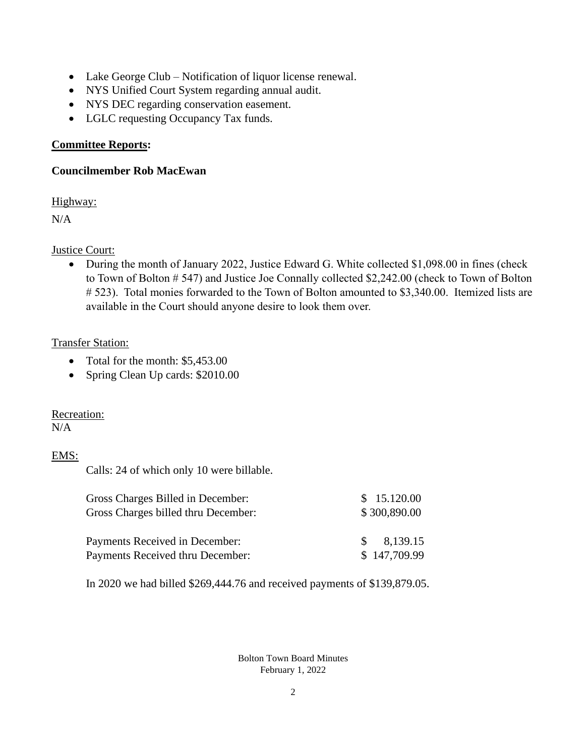- Lake George Club – Notification of liquor license renewal.
- NYS Unified Court System regarding annual audit.
- NYS DEC regarding conservation easement.
- LGLC requesting Occupancy Tax funds.

**Committee Reports:**

**Councilmember Rob MacEwan**

Highway:

N/A

Justice Court:

- During the month of January 2022, Justice Edward G. White collected $1,098.00 in fines (check to Town of Bolton # 547) and Justice Joe Connally collected $2,242.00 (check to Town of Bolton # 523). Total monies forwarded to the Town of Bolton amounted to $3,340.00. Itemized lists are available in the Court should anyone desire to look them over.

Transfer Station:

- Total for the month: $5,453.00
- Spring Clean Up cards: $2010.00

Recreation:
N/A

EMS:

Calls: 24 of which only 10 were billable.

| | |
|---|---|
| Gross Charges Billed in December: | $ 15.120.00 |
| Gross Charges billed thru December: | $ 300,890.00 |
| Payments Received in December: | $ 8,139.15 |
| Payments Received thru December: | $ 147,709.99 |

In 2020 we had billed $269,444.76 and received payments of $139,879.05.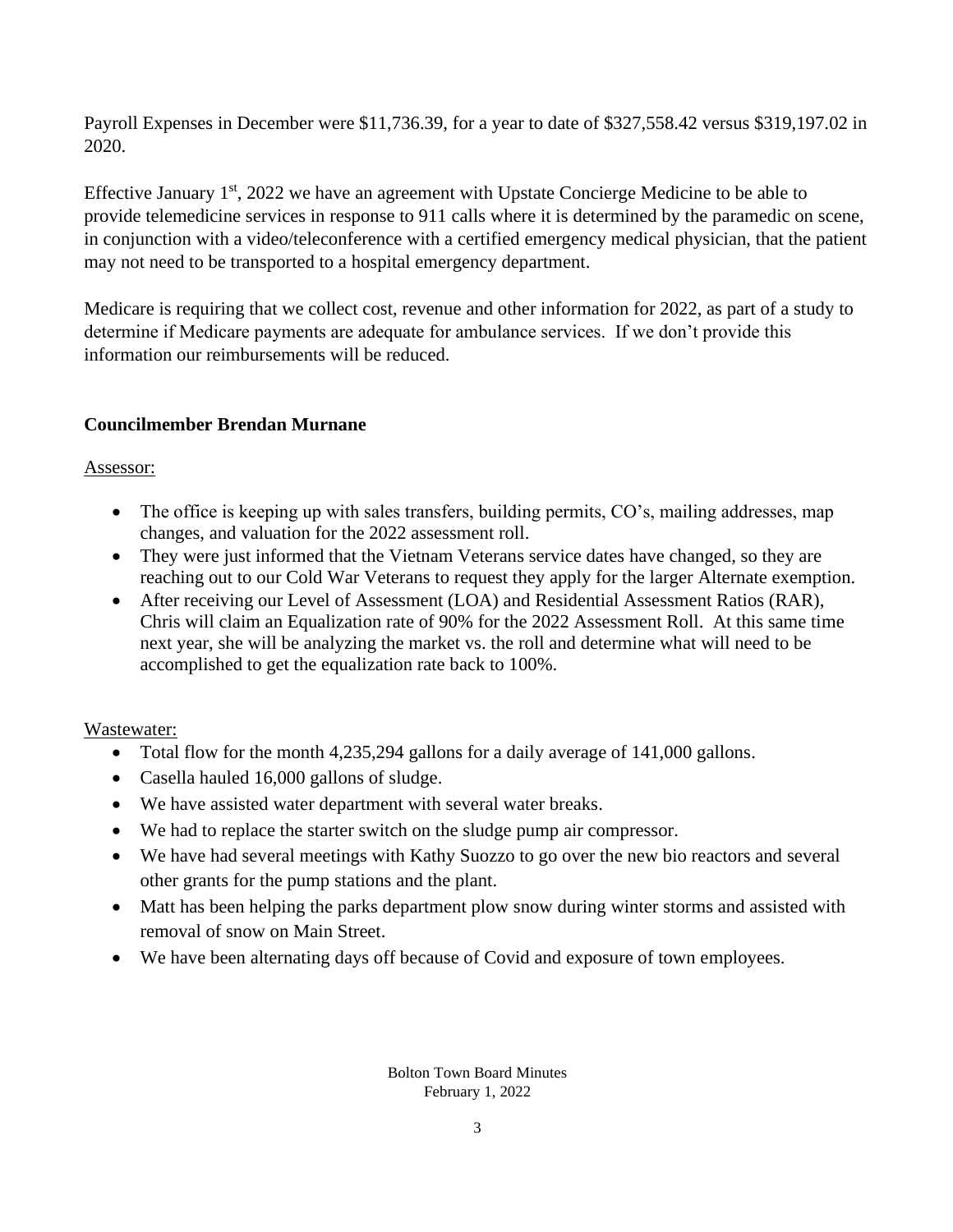Payroll Expenses in December were $11,736.39, for a year to date of $327,558.42 versus $319,197.02 in 2020.

Effective January 1st, 2022 we have an agreement with Upstate Concierge Medicine to be able to provide telemedicine services in response to 911 calls where it is determined by the paramedic on scene, in conjunction with a video/teleconference with a certified emergency medical physician, that the patient may not need to be transported to a hospital emergency department.

Medicare is requiring that we collect cost, revenue and other information for 2022, as part of a study to determine if Medicare payments are adequate for ambulance services. If we don't provide this information our reimbursements will be reduced.

**Councilmember Brendan Murnane**

Assessor:

- The office is keeping up with sales transfers, building permits, CO's, mailing addresses, map changes, and valuation for the 2022 assessment roll.
- They were just informed that the Vietnam Veterans service dates have changed, so they are reaching out to our Cold War Veterans to request they apply for the larger Alternate exemption.
- After receiving our Level of Assessment (LOA) and Residential Assessment Ratios (RAR), Chris will claim an Equalization rate of 90% for the 2022 Assessment Roll. At this same time next year, she will be analyzing the market vs. the roll and determine what will need to be accomplished to get the equalization rate back to 100%.

Wastewater:

- Total flow for the month 4,235,294 gallons for a daily average of 141,000 gallons.
- Casella hauled 16,000 gallons of sludge.
- We have assisted water department with several water breaks.
- We had to replace the starter switch on the sludge pump air compressor.
- We have had several meetings with Kathy Suozzo to go over the new bio reactors and several other grants for the pump stations and the plant.
- Matt has been helping the parks department plow snow during winter storms and assisted with removal of snow on Main Street.
- We have been alternating days off because of Covid and exposure of town employees.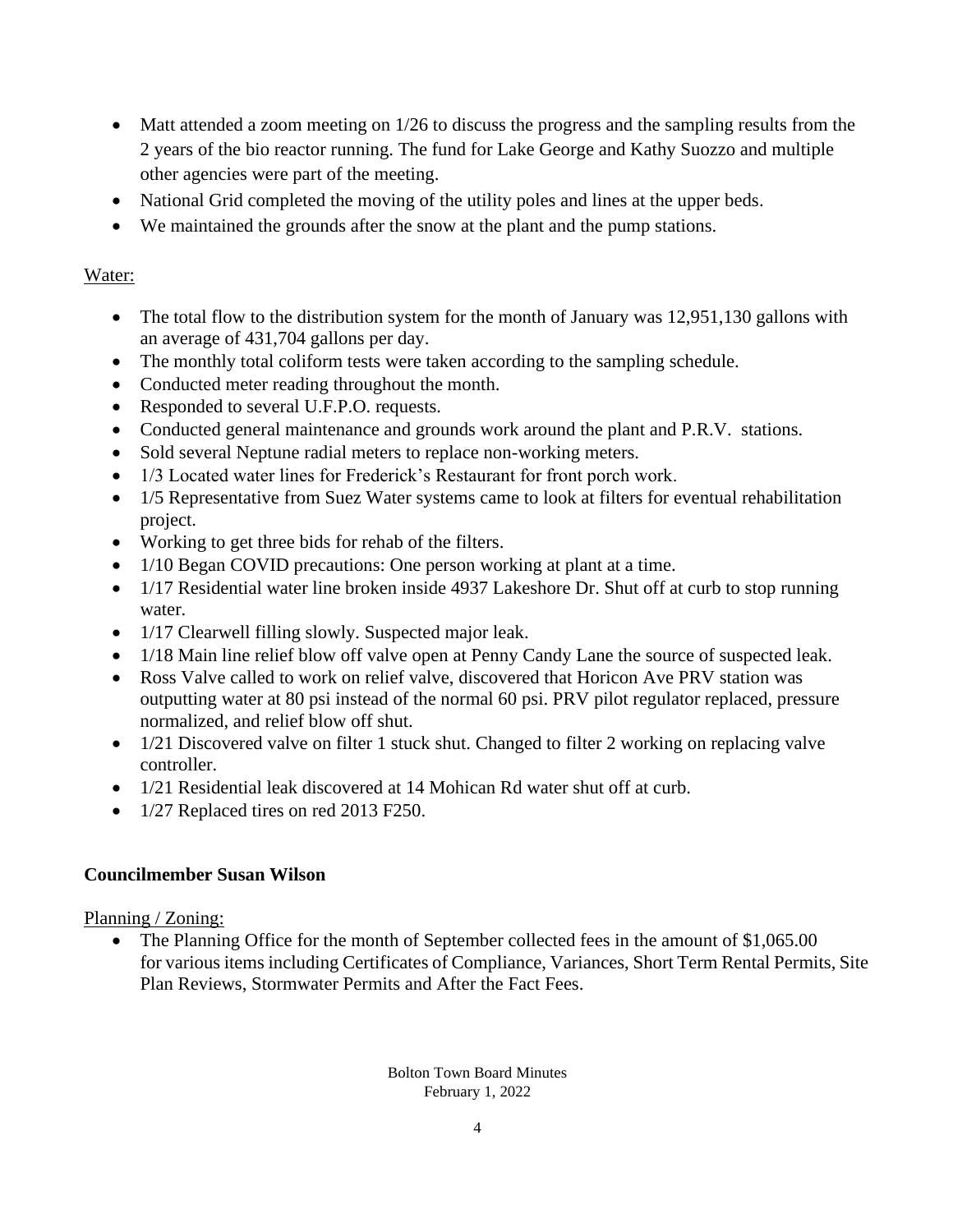- Matt attended a zoom meeting on 1/26 to discuss the progress and the sampling results from the 2 years of the bio reactor running. The fund for Lake George and Kathy Suozzo and multiple other agencies were part of the meeting.
- National Grid completed the moving of the utility poles and lines at the upper beds.
- We maintained the grounds after the snow at the plant and the pump stations.

Water:

- The total flow to the distribution system for the month of January was 12,951,130 gallons with an average of 431,704 gallons per day.
- The monthly total coliform tests were taken according to the sampling schedule.
- Conducted meter reading throughout the month.
- Responded to several U.F.P.O. requests.
- Conducted general maintenance and grounds work around the plant and P.R.V. stations.
- Sold several Neptune radial meters to replace non-working meters.
- 1/3 Located water lines for Frederick's Restaurant for front porch work.
- 1/5 Representative from Suez Water systems came to look at filters for eventual rehabilitation project.
- Working to get three bids for rehab of the filters.
- 1/10 Began COVID precautions: One person working at plant at a time.
- 1/17 Residential water line broken inside 4937 Lakeshore Dr. Shut off at curb to stop running water.
- 1/17 Clearwell filling slowly. Suspected major leak.
- 1/18 Main line relief blow off valve open at Penny Candy Lane the source of suspected leak.
- Ross Valve called to work on relief valve, discovered that Horicon Ave PRV station was outputting water at 80 psi instead of the normal 60 psi. PRV pilot regulator replaced, pressure normalized, and relief blow off shut.
- 1/21 Discovered valve on filter 1 stuck shut. Changed to filter 2 working on replacing valve controller.
- 1/21 Residential leak discovered at 14 Mohican Rd water shut off at curb.
- 1/27 Replaced tires on red 2013 F250.

**Councilmember Susan Wilson**

Planning / Zoning:

- The Planning Office for the month of September collected fees in the amount of $1,065.00 for various items including Certificates of Compliance, Variances, Short Term Rental Permits, Site Plan Reviews, Stormwater Permits and After the Fact Fees.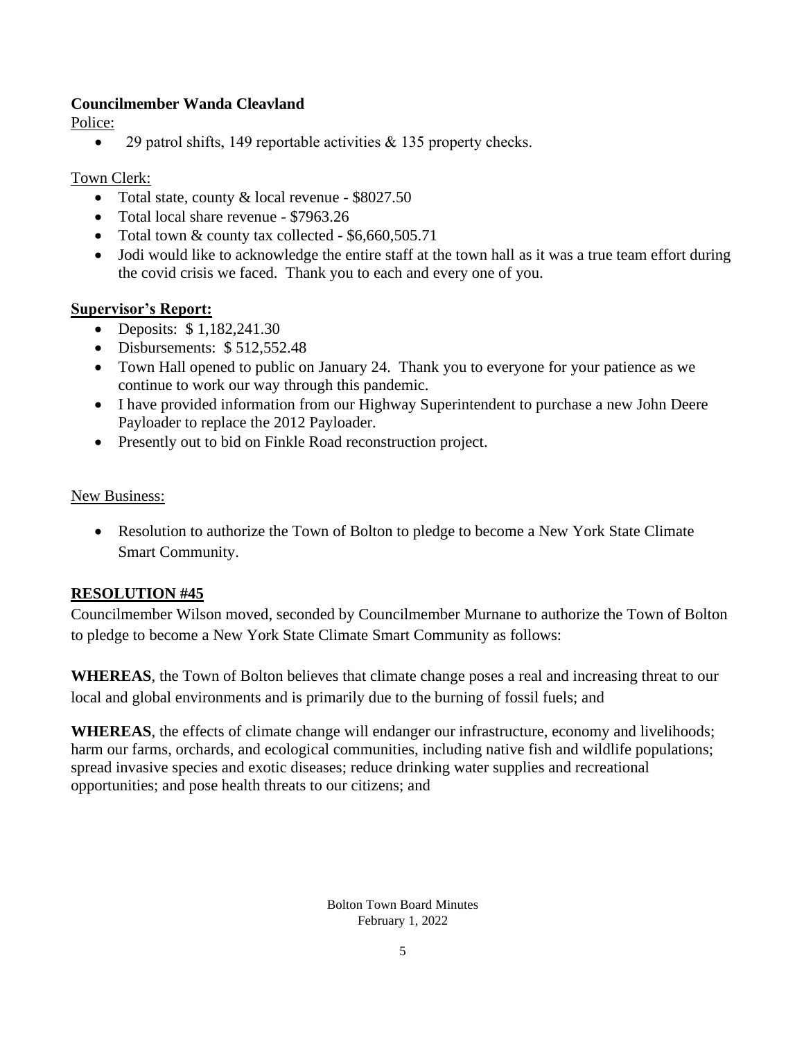**Councilmember Wanda Cleavland**

Police:

- 29 patrol shifts, 149 reportable activities & 135 property checks.

Town Clerk:

- Total state, county & local revenue - $8027.50
- Total local share revenue - $7963.26
- Total town & county tax collected - $6,660,505.71
- Jodi would like to acknowledge the entire staff at the town hall as it was a true team effort during the covid crisis we faced. Thank you to each and every one of you.

**Supervisor's Report:**

- Deposits: $ 1,182,241.30
- Disbursements: $ 512,552.48
- Town Hall opened to public on January 24. Thank you to everyone for your patience as we continue to work our way through this pandemic.
- I have provided information from our Highway Superintendent to purchase a new John Deere Payloader to replace the 2012 Payloader.
- Presently out to bid on Finkle Road reconstruction project.

New Business:

- Resolution to authorize the Town of Bolton to pledge to become a New York State Climate Smart Community.

**RESOLUTION #45**

Councilmember Wilson moved, seconded by Councilmember Murnane to authorize the Town of Bolton to pledge to become a New York State Climate Smart Community as follows:

**WHEREAS**, the Town of Bolton believes that climate change poses a real and increasing threat to our local and global environments and is primarily due to the burning of fossil fuels; and

**WHEREAS**, the effects of climate change will endanger our infrastructure, economy and livelihoods; harm our farms, orchards, and ecological communities, including native fish and wildlife populations; spread invasive species and exotic diseases; reduce drinking water supplies and recreational opportunities; and pose health threats to our citizens; and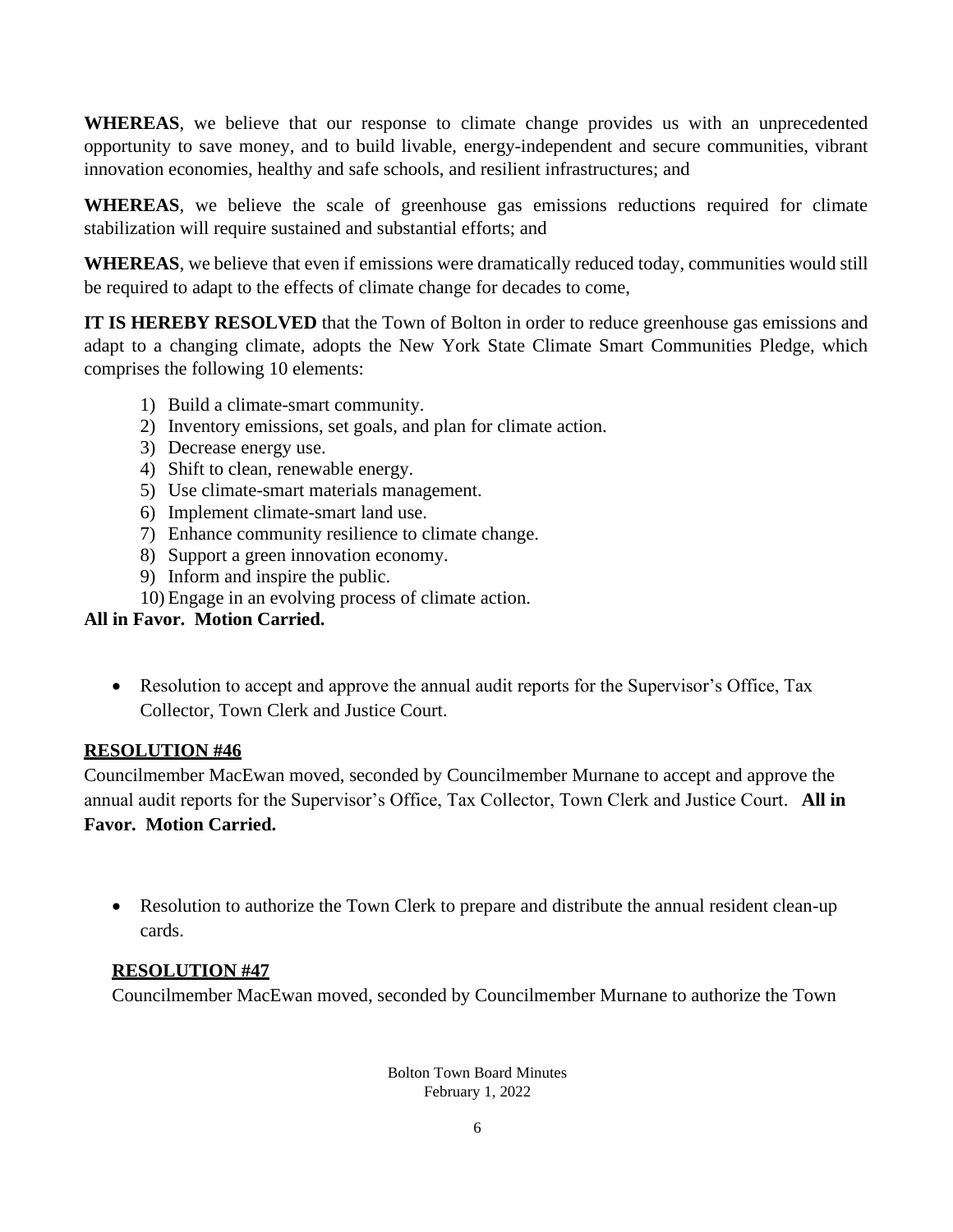**WHEREAS**, we believe that our response to climate change provides us with an unprecedented opportunity to save money, and to build livable, energy-independent and secure communities, vibrant innovation economies, healthy and safe schools, and resilient infrastructures; and

**WHEREAS**, we believe the scale of greenhouse gas emissions reductions required for climate stabilization will require sustained and substantial efforts; and

**WHEREAS**, we believe that even if emissions were dramatically reduced today, communities would still be required to adapt to the effects of climate change for decades to come,

**IT IS HEREBY RESOLVED** that the Town of Bolton in order to reduce greenhouse gas emissions and adapt to a changing climate, adopts the New York State Climate Smart Communities Pledge, which comprises the following 10 elements:

1) Build a climate-smart community.
2) Inventory emissions, set goals, and plan for climate action.
3) Decrease energy use.
4) Shift to clean, renewable energy.
5) Use climate-smart materials management.
6) Implement climate-smart land use.
7) Enhance community resilience to climate change.
8) Support a green innovation economy.
9) Inform and inspire the public.
10) Engage in an evolving process of climate action.

**All in Favor. Motion Carried.**

- Resolution to accept and approve the annual audit reports for the Supervisor's Office, Tax Collector, Town Clerk and Justice Court.

**RESOLUTION #46**

Councilmember MacEwan moved, seconded by Councilmember Murnane to accept and approve the annual audit reports for the Supervisor's Office, Tax Collector, Town Clerk and Justice Court. **All in Favor. Motion Carried.**

- Resolution to authorize the Town Clerk to prepare and distribute the annual resident clean-up cards.

**RESOLUTION #47**

Councilmember MacEwan moved, seconded by Councilmember Murnane to authorize the Town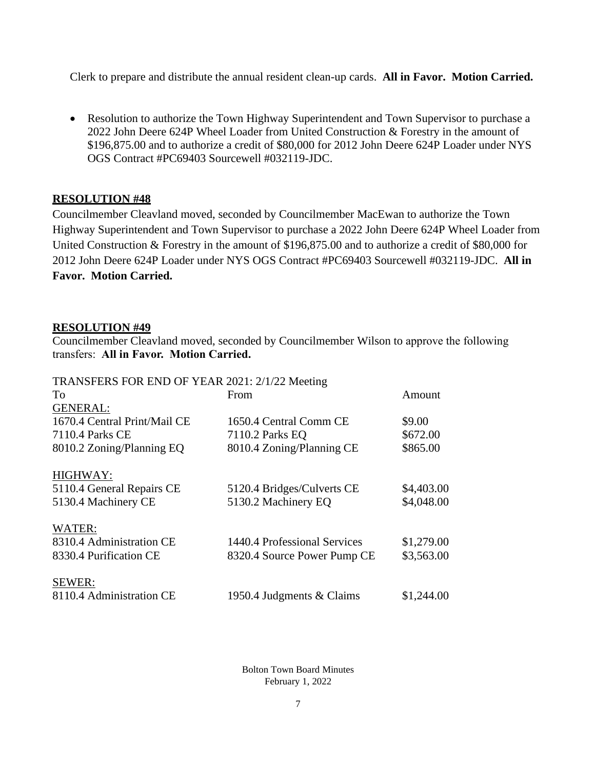Clerk to prepare and distribute the annual resident clean-up cards. **All in Favor. Motion Carried.**

- Resolution to authorize the Town Highway Superintendent and Town Supervisor to purchase a 2022 John Deere 624P Wheel Loader from United Construction & Forestry in the amount of $196,875.00 and to authorize a credit of $80,000 for 2012 John Deere 624P Loader under NYS OGS Contract #PC69403 Sourcewell #032119-JDC.

**RESOLUTION #48**

Councilmember Cleavland moved, seconded by Councilmember MacEwan to authorize the Town Highway Superintendent and Town Supervisor to purchase a 2022 John Deere 624P Wheel Loader from United Construction & Forestry in the amount of $196,875.00 and to authorize a credit of $80,000 for 2012 John Deere 624P Loader under NYS OGS Contract #PC69403 Sourcewell #032119-JDC. **All in Favor. Motion Carried.**

**RESOLUTION #49**

Councilmember Cleavland moved, seconded by Councilmember Wilson to approve the following transfers: **All in Favor. Motion Carried.**

TRANSFERS FOR END OF YEAR 2021: 2/1/22 Meeting

| To | From | Amount |
|---|---|---|
| GENERAL: | | |
| 1670.4 Central Print/Mail CE | 1650.4 Central Comm CE | $9.00 |
| 7110.4 Parks CE | 7110.2 Parks EQ | $672.00 |
| 8010.2 Zoning/Planning EQ | 8010.4 Zoning/Planning CE | $865.00 |
| HIGHWAY: | | |
| 5110.4 General Repairs CE | 5120.4 Bridges/Culverts CE | $4,403.00 |
| 5130.4 Machinery CE | 5130.2 Machinery EQ | $4,048.00 |
| WATER: | | |
| 8310.4 Administration CE | 1440.4 Professional Services | $1,279.00 |
| 8330.4 Purification CE | 8320.4 Source Power Pump CE | $3,563.00 |
| SEWER: | | |
| 8110.4 Administration CE | 1950.4 Judgments & Claims | $1,244.00 |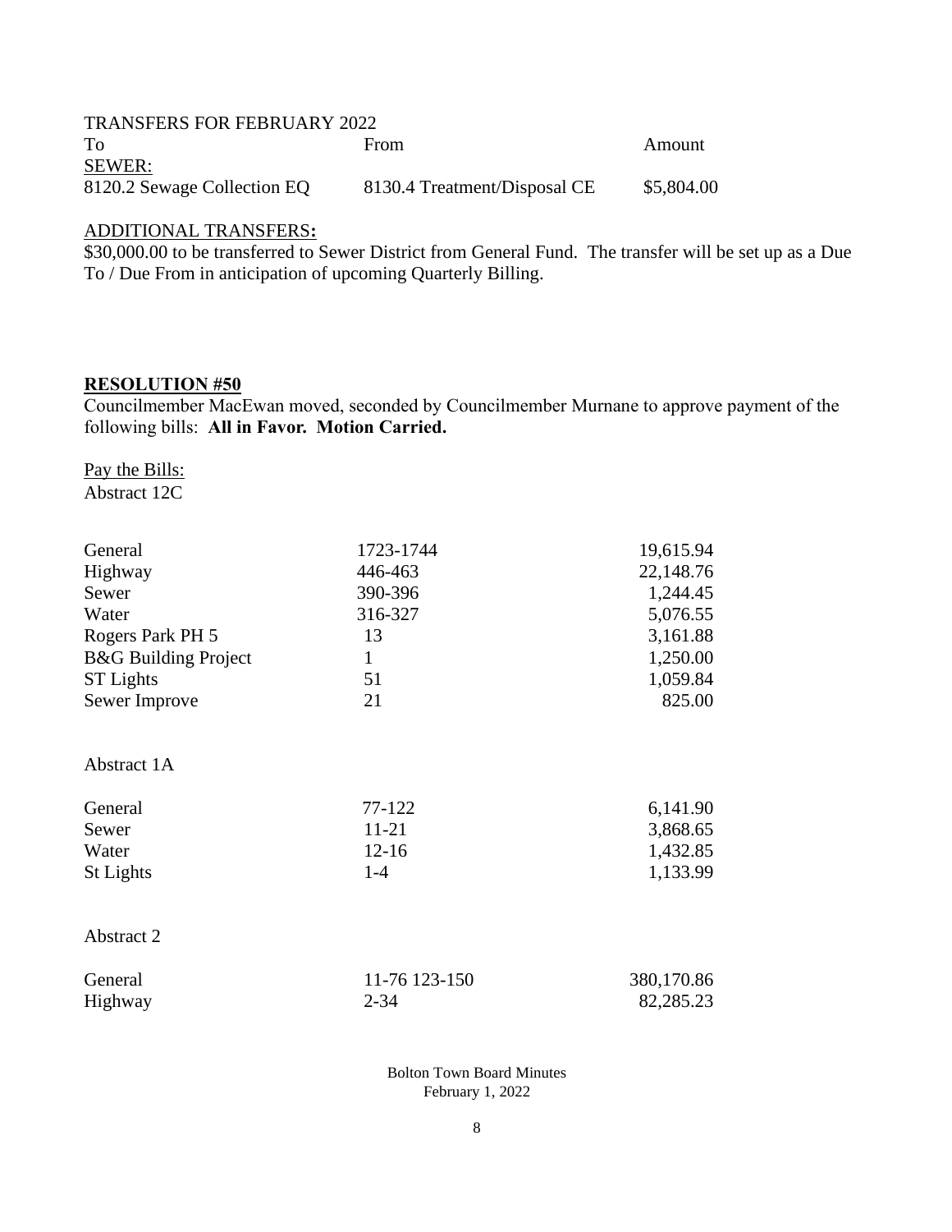TRANSFERS FOR FEBRUARY 2022

| To | From | Amount |
|---|---|---|
| SEWER: | | |
| 8120.2 Sewage Collection EQ | 8130.4 Treatment/Disposal CE | $5,804.00 |

ADDITIONAL TRANSFERS**:**

$30,000.00 to be transferred to Sewer District from General Fund. The transfer will be set up as a Due To / Due From in anticipation of upcoming Quarterly Billing.

**RESOLUTION #50**

Councilmember MacEwan moved, seconded by Councilmember Murnane to approve payment of the following bills: **All in Favor. Motion Carried.**

Pay the Bills:

Abstract 12C

| | | |
|---|---|---|
| General | 1723-1744 | 19,615.94 |
| Highway | 446-463 | 22,148.76 |
| Sewer | 390-396 | 1,244.45 |
| Water | 316-327 | 5,076.55 |
| Rogers Park PH 5 | 13 | 3,161.88 |
| B&G Building Project | 1 | 1,250.00 |
| ST Lights | 51 | 1,059.84 |
| Sewer Improve | 21 | 825.00 |

Abstract 1A

| | | |
|---|---|---|
| General | 77-122 | 6,141.90 |
| Sewer | 11-21 | 3,868.65 |
| Water | 12-16 | 1,432.85 |
| St Lights | 1-4 | 1,133.99 |

Abstract 2

| | | |
|---|---|---|
| General | 11-76 123-150 | 380,170.86 |
| Highway | 2-34 | 82,285.23 |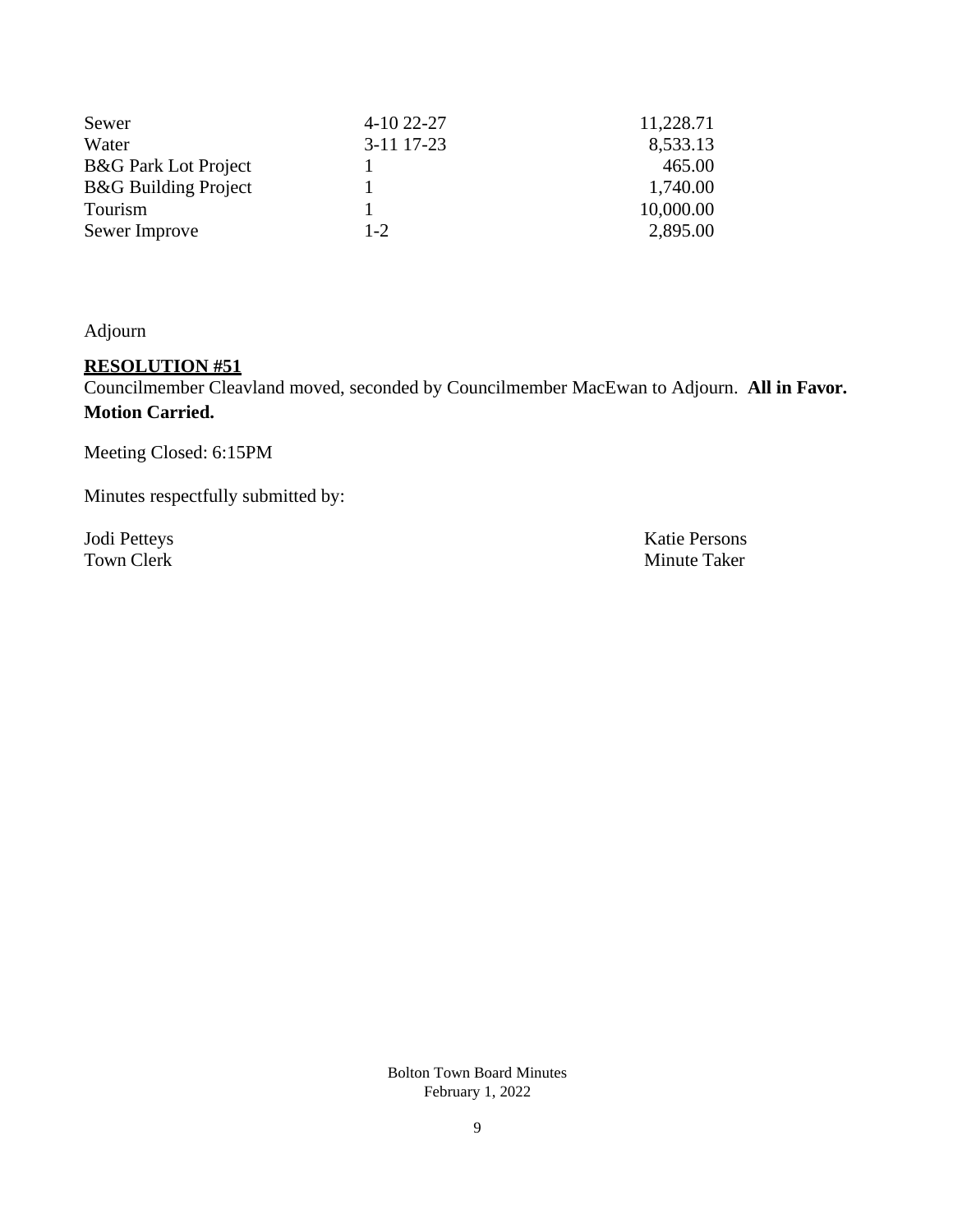| | | |
|---|---|---|
| Sewer | 4-10 22-27 | 11,228.71 |
| Water | 3-11 17-23 | 8,533.13 |
| B&G Park Lot Project | 1 | 465.00 |
| B&G Building Project | 1 | 1,740.00 |
| Tourism | 1 | 10,000.00 |
| Sewer Improve | 1-2 | 2,895.00 |

Adjourn

**RESOLUTION #51**

Councilmember Cleavland moved, seconded by Councilmember MacEwan to Adjourn. **All in Favor. Motion Carried.**

Meeting Closed: 6:15PM

Minutes respectfully submitted by:

Jodi Petteys
Town Clerk

Katie Persons
Minute Taker